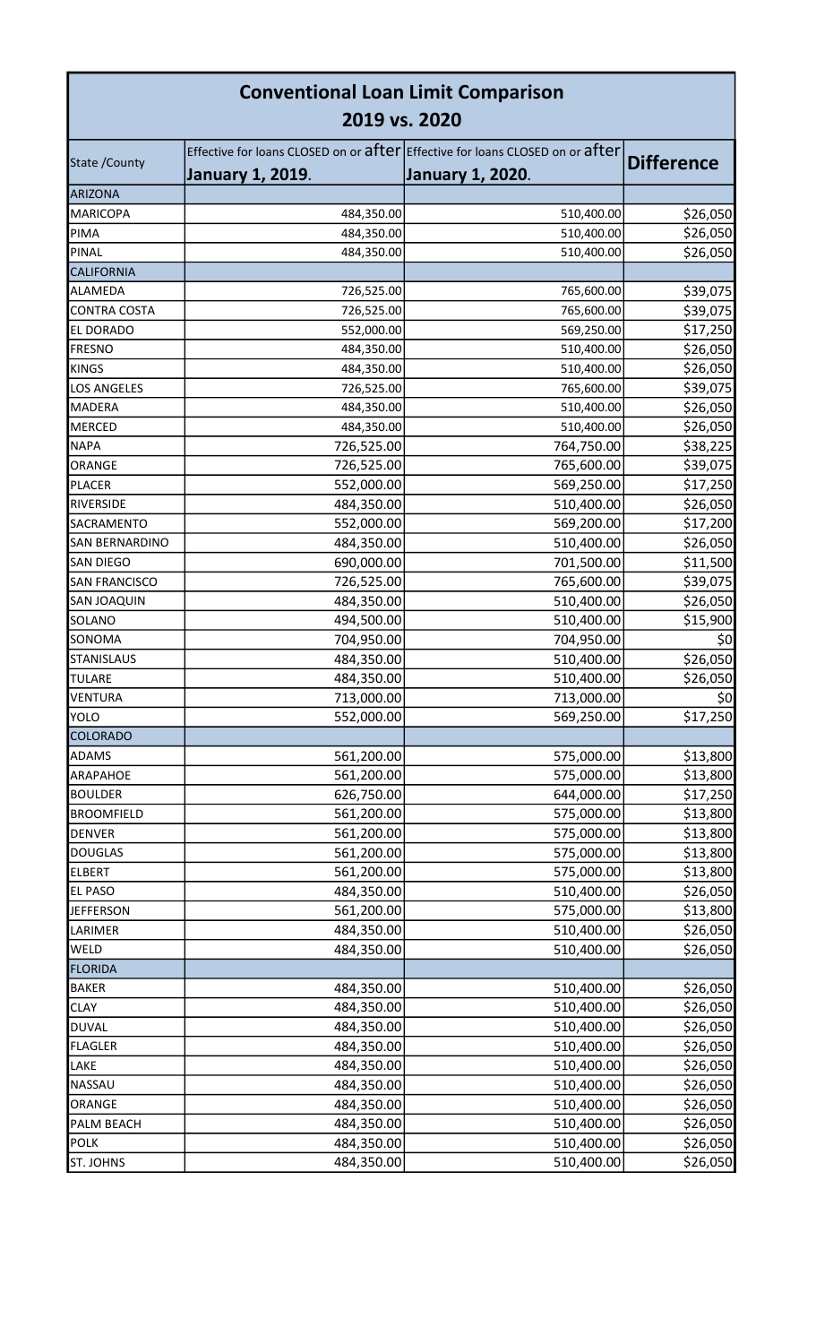# Conventional Loan Limit Comparison

## 2019 vs. 2020

| State /County | Effective for loans CLOSED on or after **January 1, 2019**. | Effective for loans CLOSED on or after **January 1, 2020**. | **Difference** |
|---|---|---|---|
| ARIZONA | | | |
| MARICOPA | 484,350.00 | 510,400.00 | $26,050 |
| PIMA | 484,350.00 | 510,400.00 | $26,050 |
| PINAL | 484,350.00 | 510,400.00 | $26,050 |
| CALIFORNIA | | | |
| ALAMEDA | 726,525.00 | 765,600.00 | $39,075 |
| CONTRA COSTA | 726,525.00 | 765,600.00 | $39,075 |
| EL DORADO | 552,000.00 | 569,250.00 | $17,250 |
| FRESNO | 484,350.00 | 510,400.00 | $26,050 |
| KINGS | 484,350.00 | 510,400.00 | $26,050 |
| LOS ANGELES | 726,525.00 | 765,600.00 | $39,075 |
| MADERA | 484,350.00 | 510,400.00 | $26,050 |
| MERCED | 484,350.00 | 510,400.00 | $26,050 |
| NAPA | 726,525.00 | 764,750.00 | $38,225 |
| ORANGE | 726,525.00 | 765,600.00 | $39,075 |
| PLACER | 552,000.00 | 569,250.00 | $17,250 |
| RIVERSIDE | 484,350.00 | 510,400.00 | $26,050 |
| SACRAMENTO | 552,000.00 | 569,200.00 | $17,200 |
| SAN BERNARDINO | 484,350.00 | 510,400.00 | $26,050 |
| SAN DIEGO | 690,000.00 | 701,500.00 | $11,500 |
| SAN FRANCISCO | 726,525.00 | 765,600.00 | $39,075 |
| SAN JOAQUIN | 484,350.00 | 510,400.00 | $26,050 |
| SOLANO | 494,500.00 | 510,400.00 | $15,900 |
| SONOMA | 704,950.00 | 704,950.00 | $0 |
| STANISLAUS | 484,350.00 | 510,400.00 | $26,050 |
| TULARE | 484,350.00 | 510,400.00 | $26,050 |
| VENTURA | 713,000.00 | 713,000.00 | $0 |
| YOLO | 552,000.00 | 569,250.00 | $17,250 |
| COLORADO | | | |
| ADAMS | 561,200.00 | 575,000.00 | $13,800 |
| ARAPAHOE | 561,200.00 | 575,000.00 | $13,800 |
| BOULDER | 626,750.00 | 644,000.00 | $17,250 |
| BROOMFIELD | 561,200.00 | 575,000.00 | $13,800 |
| DENVER | 561,200.00 | 575,000.00 | $13,800 |
| DOUGLAS | 561,200.00 | 575,000.00 | $13,800 |
| ELBERT | 561,200.00 | 575,000.00 | $13,800 |
| EL PASO | 484,350.00 | 510,400.00 | $26,050 |
| JEFFERSON | 561,200.00 | 575,000.00 | $13,800 |
| LARIMER | 484,350.00 | 510,400.00 | $26,050 |
| WELD | 484,350.00 | 510,400.00 | $26,050 |
| FLORIDA | | | |
| BAKER | 484,350.00 | 510,400.00 | $26,050 |
| CLAY | 484,350.00 | 510,400.00 | $26,050 |
| DUVAL | 484,350.00 | 510,400.00 | $26,050 |
| FLAGLER | 484,350.00 | 510,400.00 | $26,050 |
| LAKE | 484,350.00 | 510,400.00 | $26,050 |
| NASSAU | 484,350.00 | 510,400.00 | $26,050 |
| ORANGE | 484,350.00 | 510,400.00 | $26,050 |
| PALM BEACH | 484,350.00 | 510,400.00 | $26,050 |
| POLK | 484,350.00 | 510,400.00 | $26,050 |
| ST. JOHNS | 484,350.00 | 510,400.00 | $26,050 |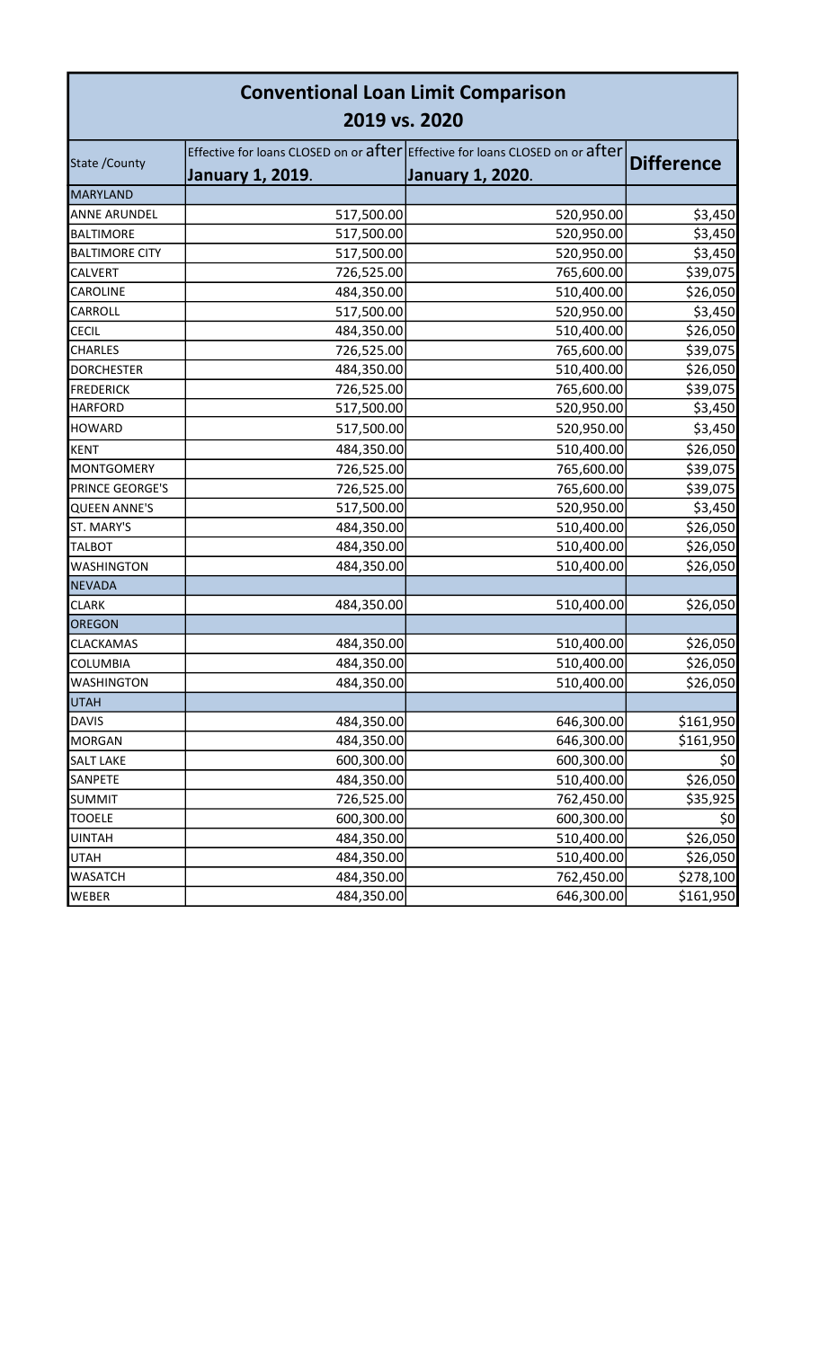# Conventional Loan Limit Comparison

## 2019 vs. 2020

| State /County | Effective for loans CLOSED on or after **January 1, 2019**. | Effective for loans CLOSED on or after **January 1, 2020**. | **Difference** |
|---|---|---|---|
| MARYLAND | | | |
| ANNE ARUNDEL | 517,500.00 | 520,950.00 | $3,450 |
| BALTIMORE | 517,500.00 | 520,950.00 | $3,450 |
| BALTIMORE CITY | 517,500.00 | 520,950.00 | $3,450 |
| CALVERT | 726,525.00 | 765,600.00 | $39,075 |
| CAROLINE | 484,350.00 | 510,400.00 | $26,050 |
| CARROLL | 517,500.00 | 520,950.00 | $3,450 |
| CECIL | 484,350.00 | 510,400.00 | $26,050 |
| CHARLES | 726,525.00 | 765,600.00 | $39,075 |
| DORCHESTER | 484,350.00 | 510,400.00 | $26,050 |
| FREDERICK | 726,525.00 | 765,600.00 | $39,075 |
| HARFORD | 517,500.00 | 520,950.00 | $3,450 |
| HOWARD | 517,500.00 | 520,950.00 | $3,450 |
| KENT | 484,350.00 | 510,400.00 | $26,050 |
| MONTGOMERY | 726,525.00 | 765,600.00 | $39,075 |
| PRINCE GEORGE'S | 726,525.00 | 765,600.00 | $39,075 |
| QUEEN ANNE'S | 517,500.00 | 520,950.00 | $3,450 |
| ST. MARY'S | 484,350.00 | 510,400.00 | $26,050 |
| TALBOT | 484,350.00 | 510,400.00 | $26,050 |
| WASHINGTON | 484,350.00 | 510,400.00 | $26,050 |
| NEVADA | | | |
| CLARK | 484,350.00 | 510,400.00 | $26,050 |
| OREGON | | | |
| CLACKAMAS | 484,350.00 | 510,400.00 | $26,050 |
| COLUMBIA | 484,350.00 | 510,400.00 | $26,050 |
| WASHINGTON | 484,350.00 | 510,400.00 | $26,050 |
| UTAH | | | |
| DAVIS | 484,350.00 | 646,300.00 | $161,950 |
| MORGAN | 484,350.00 | 646,300.00 | $161,950 |
| SALT LAKE | 600,300.00 | 600,300.00 | $0 |
| SANPETE | 484,350.00 | 510,400.00 | $26,050 |
| SUMMIT | 726,525.00 | 762,450.00 | $35,925 |
| TOOELE | 600,300.00 | 600,300.00 | $0 |
| UINTAH | 484,350.00 | 510,400.00 | $26,050 |
| UTAH | 484,350.00 | 510,400.00 | $26,050 |
| WASATCH | 484,350.00 | 762,450.00 | $278,100 |
| WEBER | 484,350.00 | 646,300.00 | $161,950 |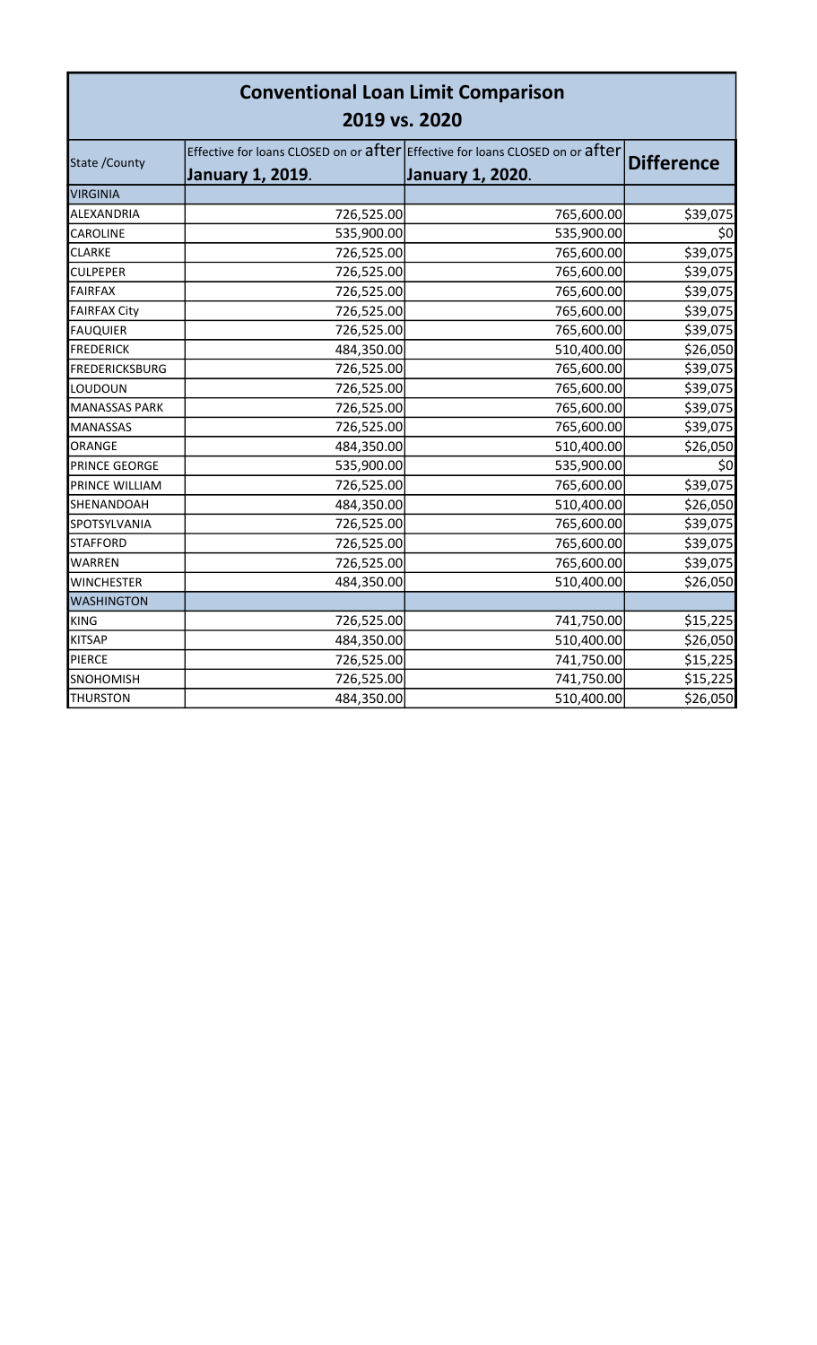## Conventional Loan Limit Comparison

## 2019 vs. 2020

| State /County | Effective for loans CLOSED on or after **January 1, 2019**. | Effective for loans CLOSED on or after **January 1, 2020**. | Difference |
|---|---|---|---|
| VIRGINIA | | | |
| ALEXANDRIA | 726,525.00 | 765,600.00 | $39,075 |
| CAROLINE | 535,900.00 | 535,900.00 | $0 |
| CLARKE | 726,525.00 | 765,600.00 | $39,075 |
| CULPEPER | 726,525.00 | 765,600.00 | $39,075 |
| FAIRFAX | 726,525.00 | 765,600.00 | $39,075 |
| FAIRFAX City | 726,525.00 | 765,600.00 | $39,075 |
| FAUQUIER | 726,525.00 | 765,600.00 | $39,075 |
| FREDERICK | 484,350.00 | 510,400.00 | $26,050 |
| FREDERICKSBURG | 726,525.00 | 765,600.00 | $39,075 |
| LOUDOUN | 726,525.00 | 765,600.00 | $39,075 |
| MANASSAS PARK | 726,525.00 | 765,600.00 | $39,075 |
| MANASSAS | 726,525.00 | 765,600.00 | $39,075 |
| ORANGE | 484,350.00 | 510,400.00 | $26,050 |
| PRINCE GEORGE | 535,900.00 | 535,900.00 | $0 |
| PRINCE WILLIAM | 726,525.00 | 765,600.00 | $39,075 |
| SHENANDOAH | 484,350.00 | 510,400.00 | $26,050 |
| SPOTSYLVANIA | 726,525.00 | 765,600.00 | $39,075 |
| STAFFORD | 726,525.00 | 765,600.00 | $39,075 |
| WARREN | 726,525.00 | 765,600.00 | $39,075 |
| WINCHESTER | 484,350.00 | 510,400.00 | $26,050 |
| WASHINGTON | | | |
| KING | 726,525.00 | 741,750.00 | $15,225 |
| KITSAP | 484,350.00 | 510,400.00 | $26,050 |
| PIERCE | 726,525.00 | 741,750.00 | $15,225 |
| SNOHOMISH | 726,525.00 | 741,750.00 | $15,225 |
| THURSTON | 484,350.00 | 510,400.00 | $26,050 |